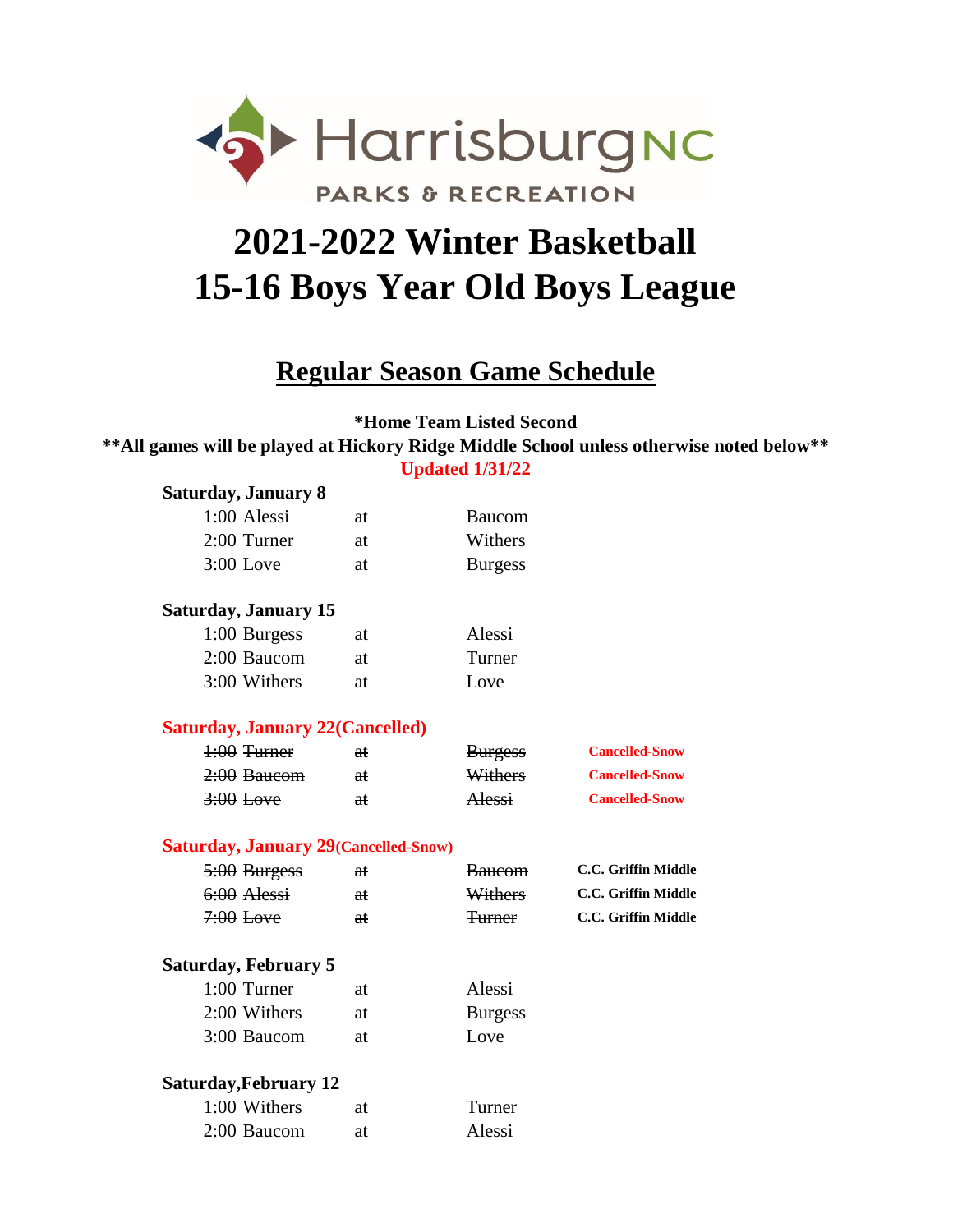Harrisburg NC
PARKS & RECREATION

# 2021-2022 Winter Basketball
# 15-16 Boys Year Old Boys League

## Regular Season Game Schedule

**\*Home Team Listed Second**

**\*\*All games will be played at Hickory Ridge Middle School unless otherwise noted below\*\***

**Updated 1/31/22**

**Saturday, January 8**

| Time | Away | | Home | |
|---|---|---|---|---|
| 1:00 | Alessi | at | Baucom | |
| 2:00 | Turner | at | Withers | |
| 3:00 | Love | at | Burgess | |

**Saturday, January 15**

| Time | Away | | Home | |
|---|---|---|---|---|
| 1:00 | Burgess | at | Alessi | |
| 2:00 | Baucom | at | Turner | |
| 3:00 | Withers | at | Love | |

**Saturday, January 22(Cancelled)**

| Time | Away | | Home | |
|---|---|---|---|---|
| ~~1:00~~ | ~~Turner~~ | ~~at~~ | ~~Burgess~~ | **Cancelled-Snow** |
| ~~2:00~~ | ~~Baucom~~ | ~~at~~ | ~~Withers~~ | **Cancelled-Snow** |
| ~~3:00~~ | ~~Love~~ | ~~at~~ | ~~Alessi~~ | **Cancelled-Snow** |

**Saturday, January 29(Cancelled-Snow)**

| Time | Away | | Home | |
|---|---|---|---|---|
| ~~5:00~~ | ~~Burgess~~ | ~~at~~ | ~~Baucom~~ | **C.C. Griffin Middle** |
| ~~6:00~~ | ~~Alessi~~ | ~~at~~ | ~~Withers~~ | **C.C. Griffin Middle** |
| ~~7:00~~ | ~~Love~~ | ~~at~~ | ~~Turner~~ | **C.C. Griffin Middle** |

**Saturday, February 5**

| Time | Away | | Home | |
|---|---|---|---|---|
| 1:00 | Turner | at | Alessi | |
| 2:00 | Withers | at | Burgess | |
| 3:00 | Baucom | at | Love | |

**Saturday,February 12**

| Time | Away | | Home | |
|---|---|---|---|---|
| 1:00 | Withers | at | Turner | |
| 2:00 | Baucom | at | Alessi | |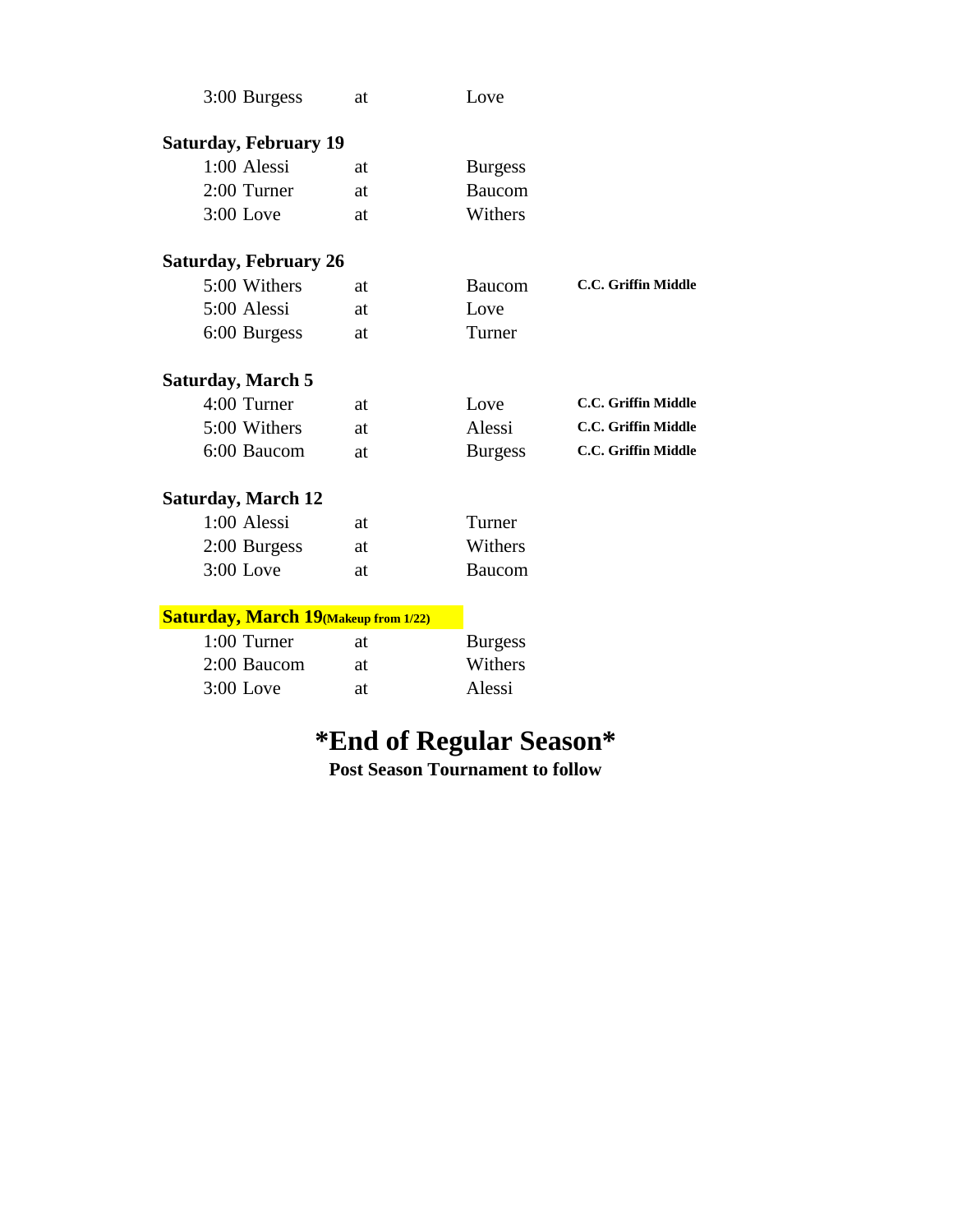| | | | | |
|---|---|---|---|---|
| 3:00 | Burgess | at | Love | |

**Saturday, February 19**

| | | | | |
|---|---|---|---|---|
| 1:00 | Alessi | at | Burgess | |
| 2:00 | Turner | at | Baucom | |
| 3:00 | Love | at | Withers | |

**Saturday, February 26**

| | | | | |
|---|---|---|---|---|
| 5:00 | Withers | at | Baucom | **C.C. Griffin Middle** |
| 5:00 | Alessi | at | Love | |
| 6:00 | Burgess | at | Turner | |

**Saturday, March 5**

| | | | | |
|---|---|---|---|---|
| 4:00 | Turner | at | Love | **C.C. Griffin Middle** |
| 5:00 | Withers | at | Alessi | **C.C. Griffin Middle** |
| 6:00 | Baucom | at | Burgess | **C.C. Griffin Middle** |

**Saturday, March 12**

| | | | | |
|---|---|---|---|---|
| 1:00 | Alessi | at | Turner | |
| 2:00 | Burgess | at | Withers | |
| 3:00 | Love | at | Baucom | |

**Saturday, March 19** **(Makeup from 1/22)**

| | | | | |
|---|---|---|---|---|
| 1:00 | Turner | at | Burgess | |
| 2:00 | Baucom | at | Withers | |
| 3:00 | Love | at | Alessi | |

# *End of Regular Season*

**Post Season Tournament to follow**